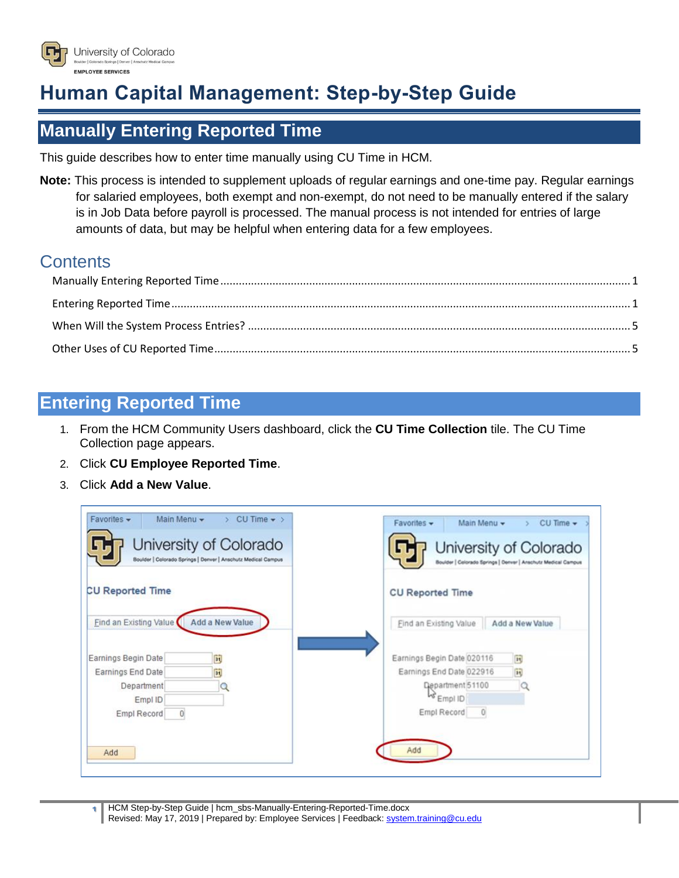University of Colorado
Boulder | Colorado Springs | Denver | Anschutz Medical Campus
EMPLOYEE SERVICES

# Human Capital Management: Step-by-Step Guide

## Manually Entering Reported Time

This guide describes how to enter time manually using CU Time in HCM.

**Note:** This process is intended to supplement uploads of regular earnings and one-time pay. Regular earnings for salaried employees, both exempt and non-exempt, do not need to be manually entered if the salary is in Job Data before payroll is processed. The manual process is not intended for entries of large amounts of data, but may be helpful when entering data for a few employees.

### Contents

Manually Entering Reported Time ........................................ 1

Entering Reported Time ........................................ 1

When Will the System Process Entries? ........................................ 5

Other Uses of CU Reported Time ........................................ 5

## Entering Reported Time

1. From the HCM Community Users dashboard, click the **CU Time Collection** tile. The CU Time Collection page appears.
2. Click **CU Employee Reported Time**.
3. Click **Add a New Value**.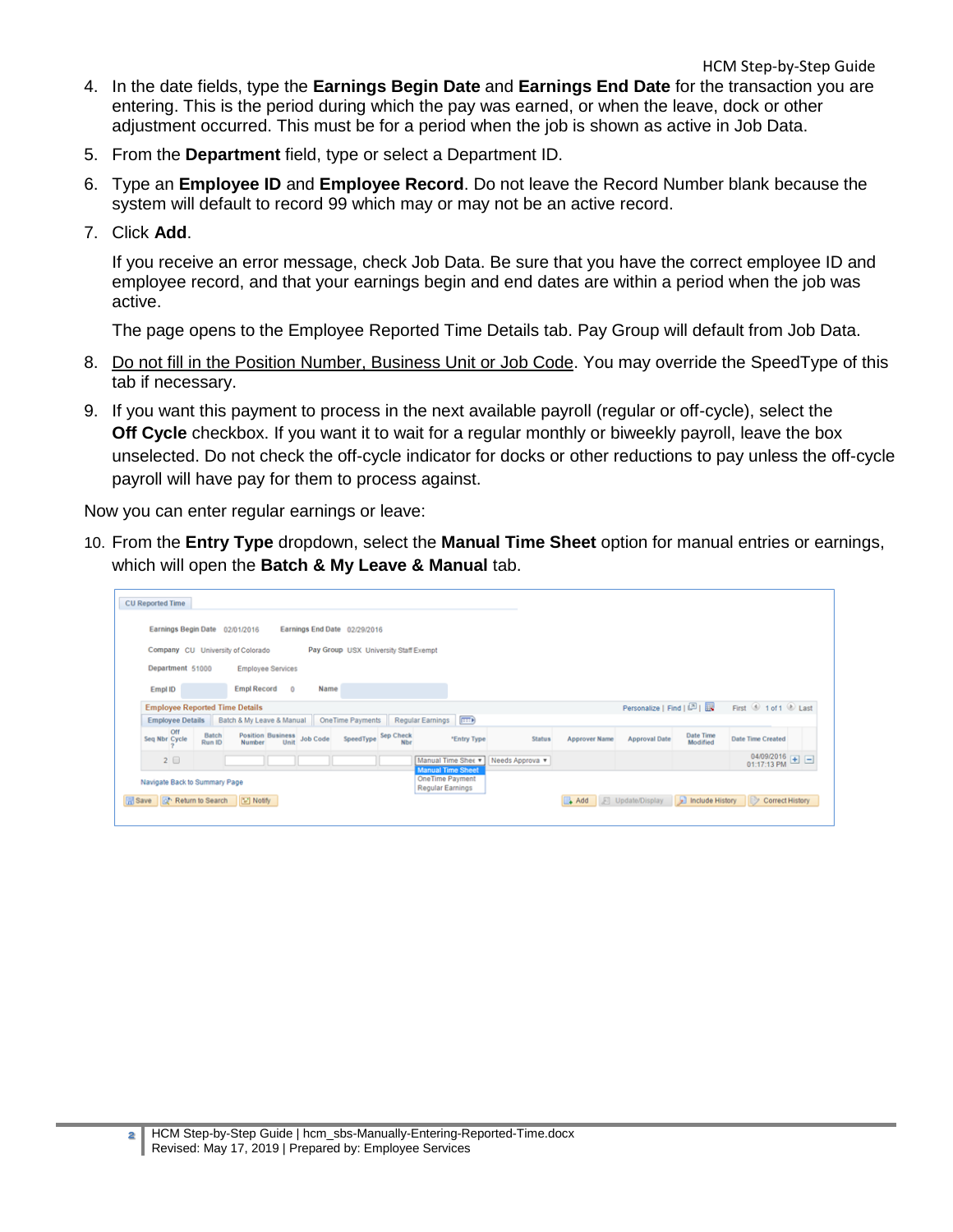4. In the date fields, type the **Earnings Begin Date** and **Earnings End Date** for the transaction you are entering. This is the period during which the pay was earned, or when the leave, dock or other adjustment occurred. This must be for a period when the job is shown as active in Job Data.
5. From the **Department** field, type or select a Department ID.
6. Type an **Employee ID** and **Employee Record**. Do not leave the Record Number blank because the system will default to record 99 which may or may not be an active record.
7. Click **Add**.

   If you receive an error message, check Job Data. Be sure that you have the correct employee ID and employee record, and that your earnings begin and end dates are within a period when the job was active.

   The page opens to the Employee Reported Time Details tab. Pay Group will default from Job Data.

8. Do not fill in the Position Number, Business Unit or Job Code. You may override the SpeedType of this tab if necessary.
9. If you want this payment to process in the next available payroll (regular or off-cycle), select the **Off Cycle** checkbox. If you want it to wait for a regular monthly or biweekly payroll, leave the box unselected. Do not check the off-cycle indicator for docks or other reductions to pay unless the off-cycle payroll will have pay for them to process against.

Now you can enter regular earnings or leave:

10. From the **Entry Type** dropdown, select the **Manual Time Sheet** option for manual entries or earnings, which will open the **Batch & My Leave & Manual** tab.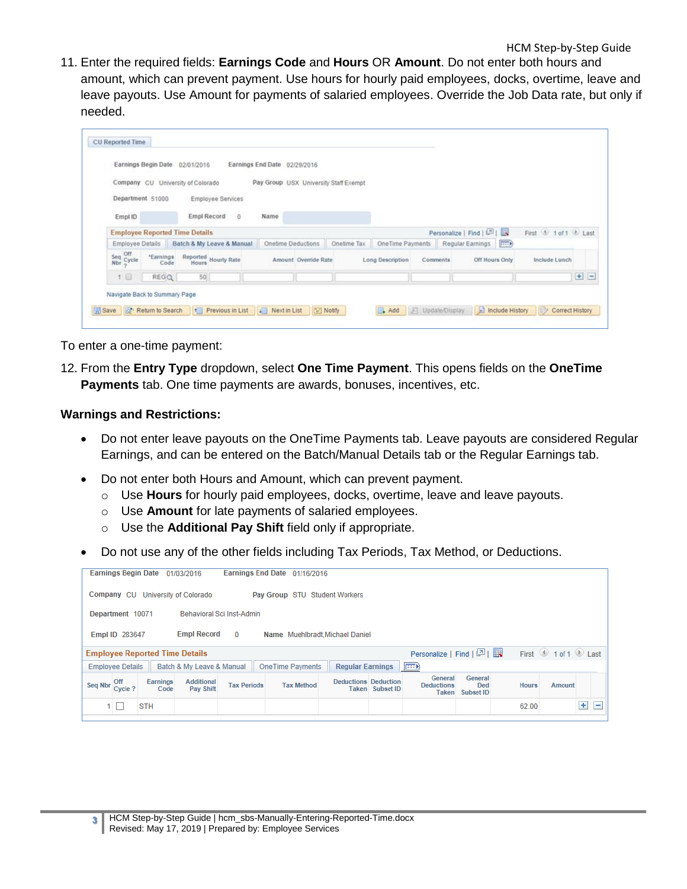11. Enter the required fields: **Earnings Code** and **Hours** OR **Amount**. Do not enter both hours and amount, which can prevent payment. Use hours for hourly paid employees, docks, overtime, leave and leave payouts. Use Amount for payments of salaried employees. Override the Job Data rate, but only if needed.

To enter a one-time payment:

12. From the **Entry Type** dropdown, select **One Time Payment**. This opens fields on the **OneTime Payments** tab. One time payments are awards, bonuses, incentives, etc.

**Warnings and Restrictions:**

- Do not enter leave payouts on the OneTime Payments tab. Leave payouts are considered Regular Earnings, and can be entered on the Batch/Manual Details tab or the Regular Earnings tab.
- Do not enter both Hours and Amount, which can prevent payment.
  - Use **Hours** for hourly paid employees, docks, overtime, leave and leave payouts.
  - Use **Amount** for late payments of salaried employees.
  - Use the **Additional Pay Shift** field only if appropriate.
- Do not use any of the other fields including Tax Periods, Tax Method, or Deductions.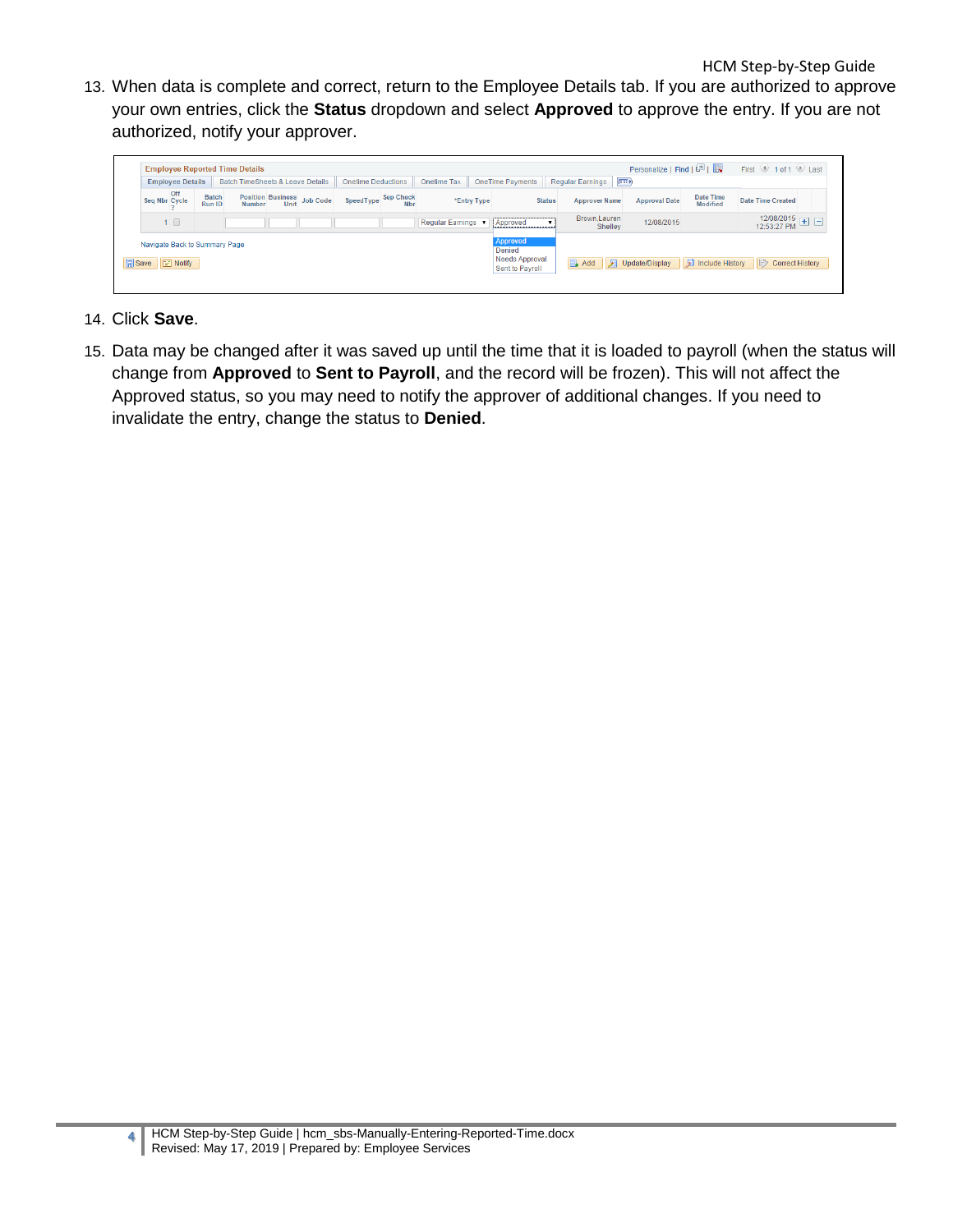13. When data is complete and correct, return to the Employee Details tab. If you are authorized to approve your own entries, click the **Status** dropdown and select **Approved** to approve the entry. If you are not authorized, notify your approver.

14. Click **Save**.

15. Data may be changed after it was saved up until the time that it is loaded to payroll (when the status will change from **Approved** to **Sent to Payroll**, and the record will be frozen). This will not affect the Approved status, so you may need to notify the approver of additional changes. If you need to invalidate the entry, change the status to **Denied**.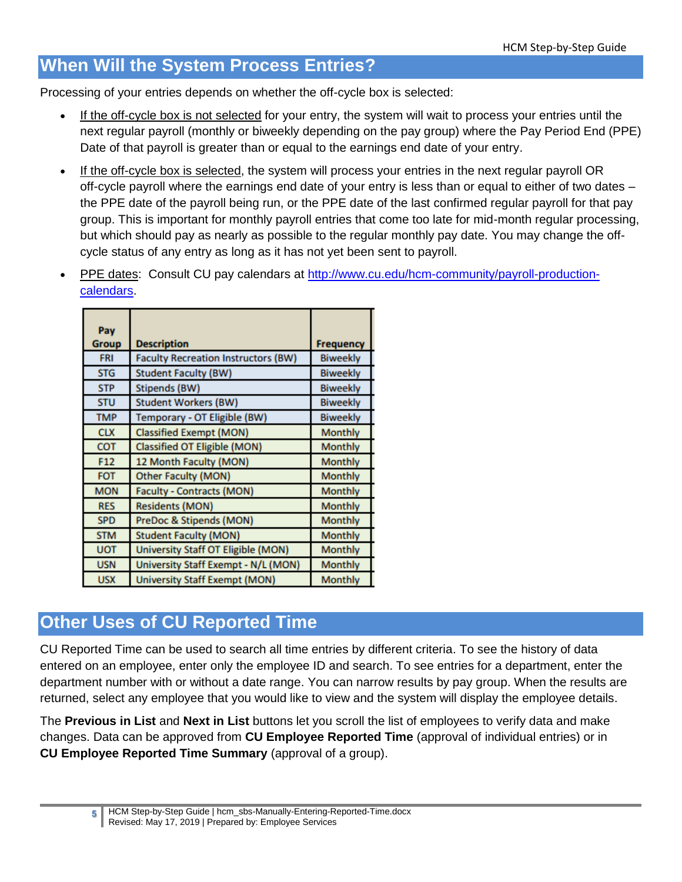## When Will the System Process Entries?

Processing of your entries depends on whether the off-cycle box is selected:

- If the off-cycle box is not selected for your entry, the system will wait to process your entries until the next regular payroll (monthly or biweekly depending on the pay group) where the Pay Period End (PPE) Date of that payroll is greater than or equal to the earnings end date of your entry.
- If the off-cycle box is selected, the system will process your entries in the next regular payroll OR off-cycle payroll where the earnings end date of your entry is less than or equal to either of two dates – the PPE date of the payroll being run, or the PPE date of the last confirmed regular payroll for that pay group. This is important for monthly payroll entries that come too late for mid-month regular processing, but which should pay as nearly as possible to the regular monthly pay date. You may change the off-cycle status of any entry as long as it has not yet been sent to payroll.
- PPE dates: Consult CU pay calendars at [http://www.cu.edu/hcm-community/payroll-production-calendars](http://www.cu.edu/hcm-community/payroll-production-calendars).

| Pay Group | Description | Frequency |
|---|---|---|
| FRI | Faculty Recreation Instructors (BW) | Biweekly |
| STG | Student Faculty (BW) | Biweekly |
| STP | Stipends (BW) | Biweekly |
| STU | Student Workers (BW) | Biweekly |
| TMP | Temporary - OT Eligible (BW) | Biweekly |
| CLX | Classified Exempt (MON) | Monthly |
| COT | Classified OT Eligible (MON) | Monthly |
| F12 | 12 Month Faculty (MON) | Monthly |
| FOT | Other Faculty (MON) | Monthly |
| MON | Faculty - Contracts (MON) | Monthly |
| RES | Residents (MON) | Monthly |
| SPD | PreDoc & Stipends (MON) | Monthly |
| STM | Student Faculty (MON) | Monthly |
| UOT | University Staff OT Eligible (MON) | Monthly |
| USN | University Staff Exempt - N/L (MON) | Monthly |
| USX | University Staff Exempt (MON) | Monthly |

## Other Uses of CU Reported Time

CU Reported Time can be used to search all time entries by different criteria. To see the history of data entered on an employee, enter only the employee ID and search. To see entries for a department, enter the department number with or without a date range. You can narrow results by pay group. When the results are returned, select any employee that you would like to view and the system will display the employee details.

The **Previous in List** and **Next in List** buttons let you scroll the list of employees to verify data and make changes. Data can be approved from **CU Employee Reported Time** (approval of individual entries) or in **CU Employee Reported Time Summary** (approval of a group).